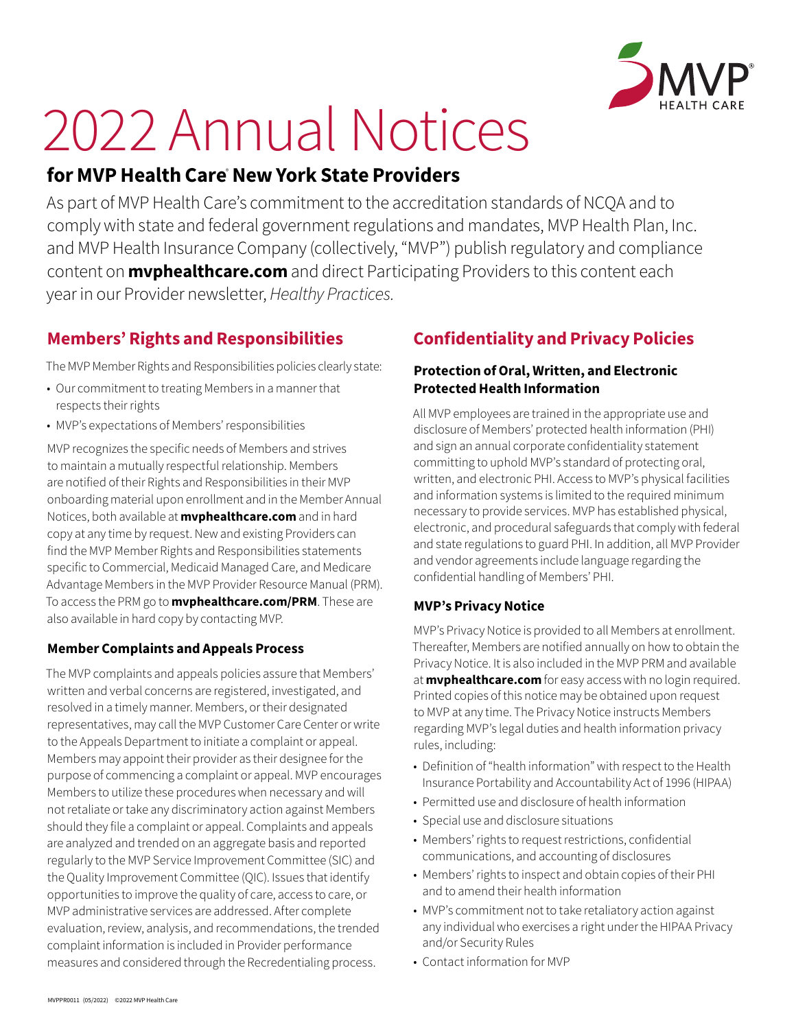# 2022 Annual Notices

## for MVP Health Care® New York State Providers

As part of MVP Health Care's commitment to the accreditation standards of NCQA and to comply with state and federal government regulations and mandates, MVP Health Plan, Inc. and MVP Health Insurance Company (collectively, "MVP") publish regulatory and compliance content on **mvphealthcare.com** and direct Participating Providers to this content each year in our Provider newsletter, *Healthy Practices.*

## Members' Rights and Responsibilities

The MVP Member Rights and Responsibilities policies clearly state:

- Our commitment to treating Members in a manner that respects their rights
- MVP's expectations of Members' responsibilities

MVP recognizes the specific needs of Members and strives to maintain a mutually respectful relationship. Members are notified of their Rights and Responsibilities in their MVP onboarding material upon enrollment and in the Member Annual Notices, both available at **mvphealthcare.com** and in hard copy at any time by request. New and existing Providers can find the MVP Member Rights and Responsibilities statements specific to Commercial, Medicaid Managed Care, and Medicare Advantage Members in the MVP Provider Resource Manual (PRM). To access the PRM go to **mvphealthcare.com/PRM**. These are also available in hard copy by contacting MVP.

### Member Complaints and Appeals Process

The MVP complaints and appeals policies assure that Members' written and verbal concerns are registered, investigated, and resolved in a timely manner. Members, or their designated representatives, may call the MVP Customer Care Center or write to the Appeals Department to initiate a complaint or appeal. Members may appoint their provider as their designee for the purpose of commencing a complaint or appeal. MVP encourages Members to utilize these procedures when necessary and will not retaliate or take any discriminatory action against Members should they file a complaint or appeal. Complaints and appeals are analyzed and trended on an aggregate basis and reported regularly to the MVP Service Improvement Committee (SIC) and the Quality Improvement Committee (QIC). Issues that identify opportunities to improve the quality of care, access to care, or MVP administrative services are addressed. After complete evaluation, review, analysis, and recommendations, the trended complaint information is included in Provider performance measures and considered through the Recredentialing process.

## Confidentiality and Privacy Policies

### Protection of Oral, Written, and Electronic Protected Health Information

All MVP employees are trained in the appropriate use and disclosure of Members' protected health information (PHI) and sign an annual corporate confidentiality statement committing to uphold MVP's standard of protecting oral, written, and electronic PHI. Access to MVP's physical facilities and information systems is limited to the required minimum necessary to provide services. MVP has established physical, electronic, and procedural safeguards that comply with federal and state regulations to guard PHI. In addition, all MVP Provider and vendor agreements include language regarding the confidential handling of Members' PHI.

### MVP's Privacy Notice

MVP's Privacy Notice is provided to all Members at enrollment. Thereafter, Members are notified annually on how to obtain the Privacy Notice. It is also included in the MVP PRM and available at **mvphealthcare.com** for easy access with no login required. Printed copies of this notice may be obtained upon request to MVP at any time. The Privacy Notice instructs Members regarding MVP's legal duties and health information privacy rules, including:

- Definition of "health information" with respect to the Health Insurance Portability and Accountability Act of 1996 (HIPAA)
- Permitted use and disclosure of health information
- Special use and disclosure situations
- Members' rights to request restrictions, confidential communications, and accounting of disclosures
- Members' rights to inspect and obtain copies of their PHI and to amend their health information
- MVP's commitment not to take retaliatory action against any individual who exercises a right under the HIPAA Privacy and/or Security Rules
- Contact information for MVP

MVPPR0011 (05/2022) ©2022 MVP Health Care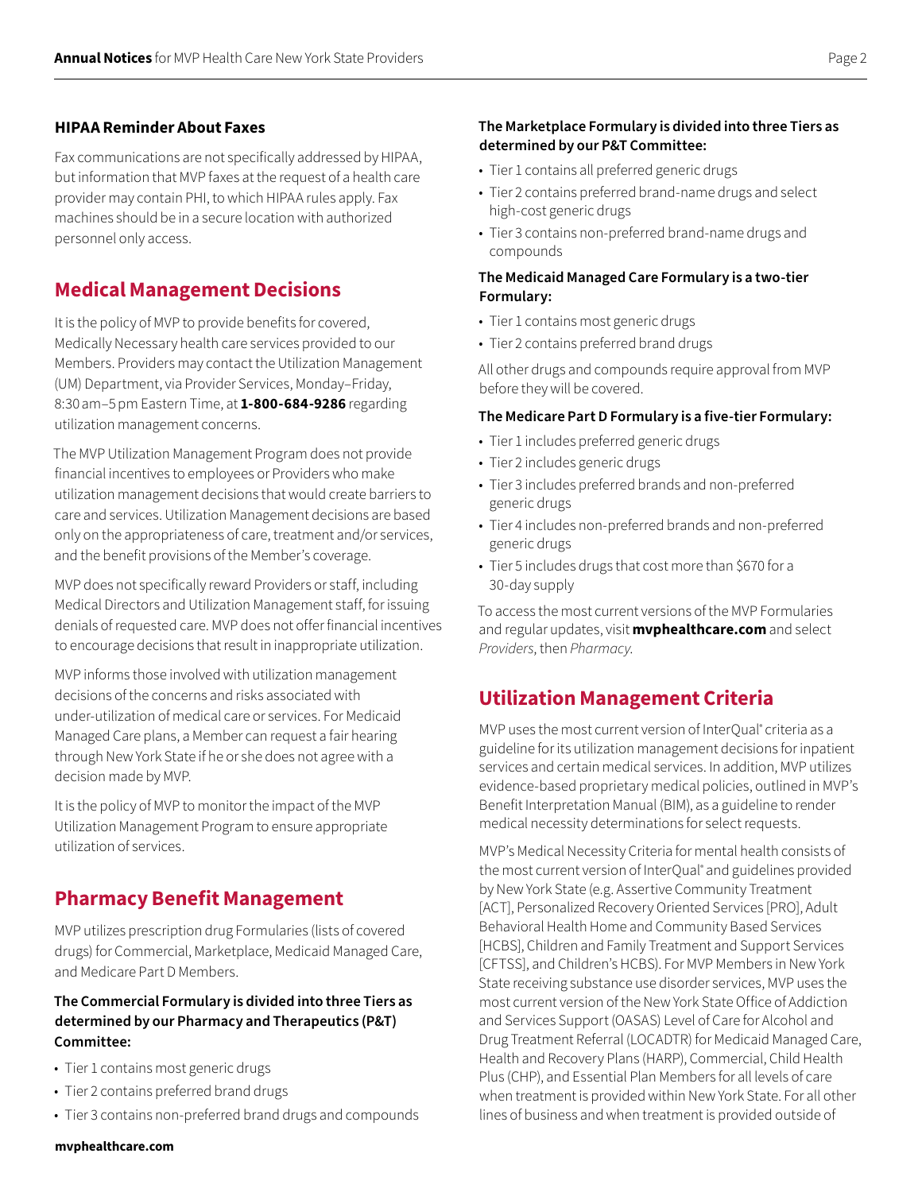### HIPAA Reminder About Faxes

Fax communications are not specifically addressed by HIPAA, but information that MVP faxes at the request of a health care provider may contain PHI, to which HIPAA rules apply. Fax machines should be in a secure location with authorized personnel only access.

## Medical Management Decisions

It is the policy of MVP to provide benefits for covered, Medically Necessary health care services provided to our Members. Providers may contact the Utilization Management (UM) Department, via Provider Services, Monday–Friday, 8:30 am–5 pm Eastern Time, at **1-800-684-9286** regarding utilization management concerns.

The MVP Utilization Management Program does not provide financial incentives to employees or Providers who make utilization management decisions that would create barriers to care and services. Utilization Management decisions are based only on the appropriateness of care, treatment and/or services, and the benefit provisions of the Member's coverage.

MVP does not specifically reward Providers or staff, including Medical Directors and Utilization Management staff, for issuing denials of requested care. MVP does not offer financial incentives to encourage decisions that result in inappropriate utilization.

MVP informs those involved with utilization management decisions of the concerns and risks associated with under-utilization of medical care or services. For Medicaid Managed Care plans, a Member can request a fair hearing through New York State if he or she does not agree with a decision made by MVP.

It is the policy of MVP to monitor the impact of the MVP Utilization Management Program to ensure appropriate utilization of services.

## Pharmacy Benefit Management

MVP utilizes prescription drug Formularies (lists of covered drugs) for Commercial, Marketplace, Medicaid Managed Care, and Medicare Part D Members.

**The Commercial Formulary is divided into three Tiers as determined by our Pharmacy and Therapeutics (P&T) Committee:**

- Tier 1 contains most generic drugs
- Tier 2 contains preferred brand drugs
- Tier 3 contains non-preferred brand drugs and compounds

**The Marketplace Formulary is divided into three Tiers as determined by our P&T Committee:**

- Tier 1 contains all preferred generic drugs
- Tier 2 contains preferred brand-name drugs and select high-cost generic drugs
- Tier 3 contains non-preferred brand-name drugs and compounds

**The Medicaid Managed Care Formulary is a two-tier Formulary:**

- Tier 1 contains most generic drugs
- Tier 2 contains preferred brand drugs

All other drugs and compounds require approval from MVP before they will be covered.

**The Medicare Part D Formulary is a five-tier Formulary:**

- Tier 1 includes preferred generic drugs
- Tier 2 includes generic drugs
- Tier 3 includes preferred brands and non-preferred generic drugs
- Tier 4 includes non-preferred brands and non-preferred generic drugs
- Tier 5 includes drugs that cost more than $670 for a 30-day supply

To access the most current versions of the MVP Formularies and regular updates, visit **mvphealthcare.com** and select *Providers*, then *Pharmacy.*

## Utilization Management Criteria

MVP uses the most current version of InterQual® criteria as a guideline for its utilization management decisions for inpatient services and certain medical services. In addition, MVP utilizes evidence-based proprietary medical policies, outlined in MVP's Benefit Interpretation Manual (BIM), as a guideline to render medical necessity determinations for select requests.

MVP's Medical Necessity Criteria for mental health consists of the most current version of InterQual® and guidelines provided by New York State (e.g. Assertive Community Treatment [ACT], Personalized Recovery Oriented Services [PRO], Adult Behavioral Health Home and Community Based Services [HCBS], Children and Family Treatment and Support Services [CFTSS], and Children's HCBS). For MVP Members in New York State receiving substance use disorder services, MVP uses the most current version of the New York State Office of Addiction and Services Support (OASAS) Level of Care for Alcohol and Drug Treatment Referral (LOCADTR) for Medicaid Managed Care, Health and Recovery Plans (HARP), Commercial, Child Health Plus (CHP), and Essential Plan Members for all levels of care when treatment is provided within New York State. For all other lines of business and when treatment is provided outside of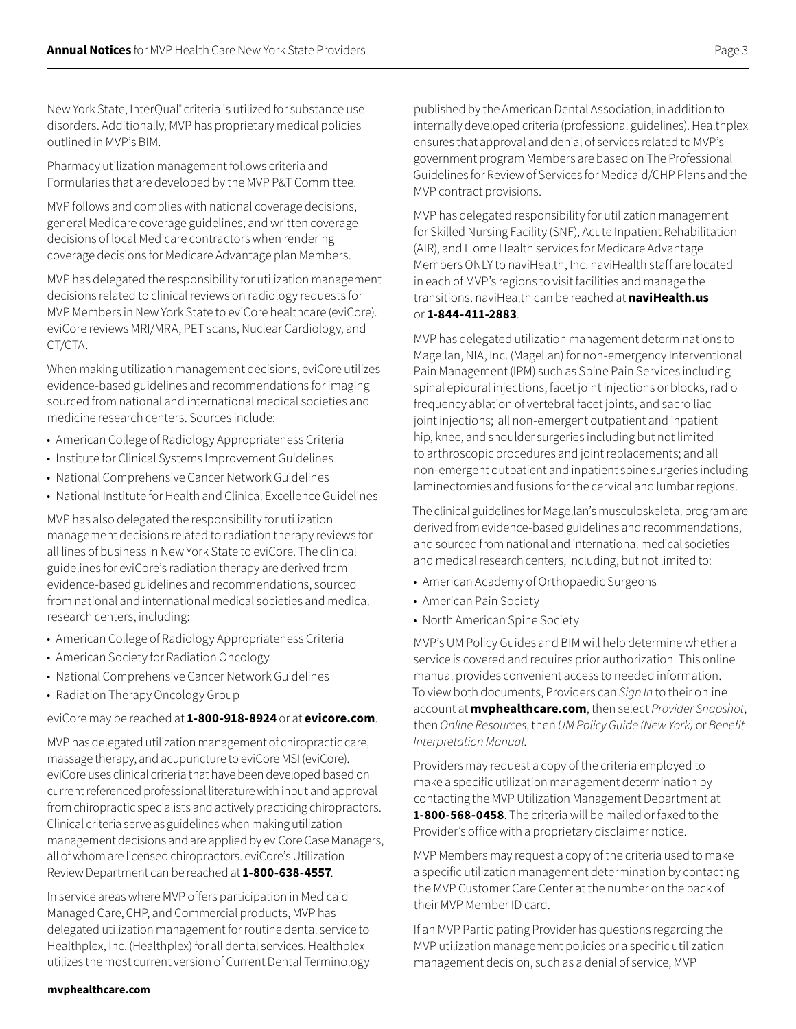New York State, InterQual® criteria is utilized for substance use disorders. Additionally, MVP has proprietary medical policies outlined in MVP's BIM.

Pharmacy utilization management follows criteria and Formularies that are developed by the MVP P&T Committee.

MVP follows and complies with national coverage decisions, general Medicare coverage guidelines, and written coverage decisions of local Medicare contractors when rendering coverage decisions for Medicare Advantage plan Members.

MVP has delegated the responsibility for utilization management decisions related to clinical reviews on radiology requests for MVP Members in New York State to eviCore healthcare (eviCore). eviCore reviews MRI/MRA, PET scans, Nuclear Cardiology, and CT/CTA.

When making utilization management decisions, eviCore utilizes evidence-based guidelines and recommendations for imaging sourced from national and international medical societies and medicine research centers. Sources include:

- American College of Radiology Appropriateness Criteria
- Institute for Clinical Systems Improvement Guidelines
- National Comprehensive Cancer Network Guidelines
- National Institute for Health and Clinical Excellence Guidelines

MVP has also delegated the responsibility for utilization management decisions related to radiation therapy reviews for all lines of business in New York State to eviCore. The clinical guidelines for eviCore's radiation therapy are derived from evidence-based guidelines and recommendations, sourced from national and international medical societies and medical research centers, including:

- American College of Radiology Appropriateness Criteria
- American Society for Radiation Oncology
- National Comprehensive Cancer Network Guidelines
- Radiation Therapy Oncology Group

eviCore may be reached at **1-800-918-8924** or at **evicore.com**.

MVP has delegated utilization management of chiropractic care, massage therapy, and acupuncture to eviCore MSI (eviCore). eviCore uses clinical criteria that have been developed based on current referenced professional literature with input and approval from chiropractic specialists and actively practicing chiropractors. Clinical criteria serve as guidelines when making utilization management decisions and are applied by eviCore Case Managers, all of whom are licensed chiropractors. eviCore's Utilization Review Department can be reached at **1-800-638-4557**.

In service areas where MVP offers participation in Medicaid Managed Care, CHP, and Commercial products, MVP has delegated utilization management for routine dental service to Healthplex, Inc. (Healthplex) for all dental services. Healthplex utilizes the most current version of Current Dental Terminology published by the American Dental Association, in addition to internally developed criteria (professional guidelines). Healthplex ensures that approval and denial of services related to MVP's government program Members are based on The Professional Guidelines for Review of Services for Medicaid/CHP Plans and the MVP contract provisions.

MVP has delegated responsibility for utilization management for Skilled Nursing Facility (SNF), Acute Inpatient Rehabilitation (AIR), and Home Health services for Medicare Advantage Members ONLY to naviHealth, Inc. naviHealth staff are located in each of MVP's regions to visit facilities and manage the transitions. naviHealth can be reached at **naviHealth.us** or **1-844-411-2883**.

MVP has delegated utilization management determinations to Magellan, NIA, Inc. (Magellan) for non-emergency Interventional Pain Management (IPM) such as Spine Pain Services including spinal epidural injections, facet joint injections or blocks, radio frequency ablation of vertebral facet joints, and sacroiliac joint injections; all non-emergent outpatient and inpatient hip, knee, and shoulder surgeries including but not limited to arthroscopic procedures and joint replacements; and all non-emergent outpatient and inpatient spine surgeries including laminectomies and fusions for the cervical and lumbar regions.

The clinical guidelines for Magellan's musculoskeletal program are derived from evidence-based guidelines and recommendations, and sourced from national and international medical societies and medical research centers, including, but not limited to:

- American Academy of Orthopaedic Surgeons
- American Pain Society
- North American Spine Society

MVP's UM Policy Guides and BIM will help determine whether a service is covered and requires prior authorization. This online manual provides convenient access to needed information. To view both documents, Providers can *Sign In* to their online account at **mvphealthcare.com**, then select *Provider Snapshot*, then *Online Resources*, then *UM Policy Guide (New York)* or *Benefit Interpretation Manual*.

Providers may request a copy of the criteria employed to make a specific utilization management determination by contacting the MVP Utilization Management Department at **1-800-568-0458**. The criteria will be mailed or faxed to the Provider's office with a proprietary disclaimer notice.

MVP Members may request a copy of the criteria used to make a specific utilization management determination by contacting the MVP Customer Care Center at the number on the back of their MVP Member ID card.

If an MVP Participating Provider has questions regarding the MVP utilization management policies or a specific utilization management decision, such as a denial of service, MVP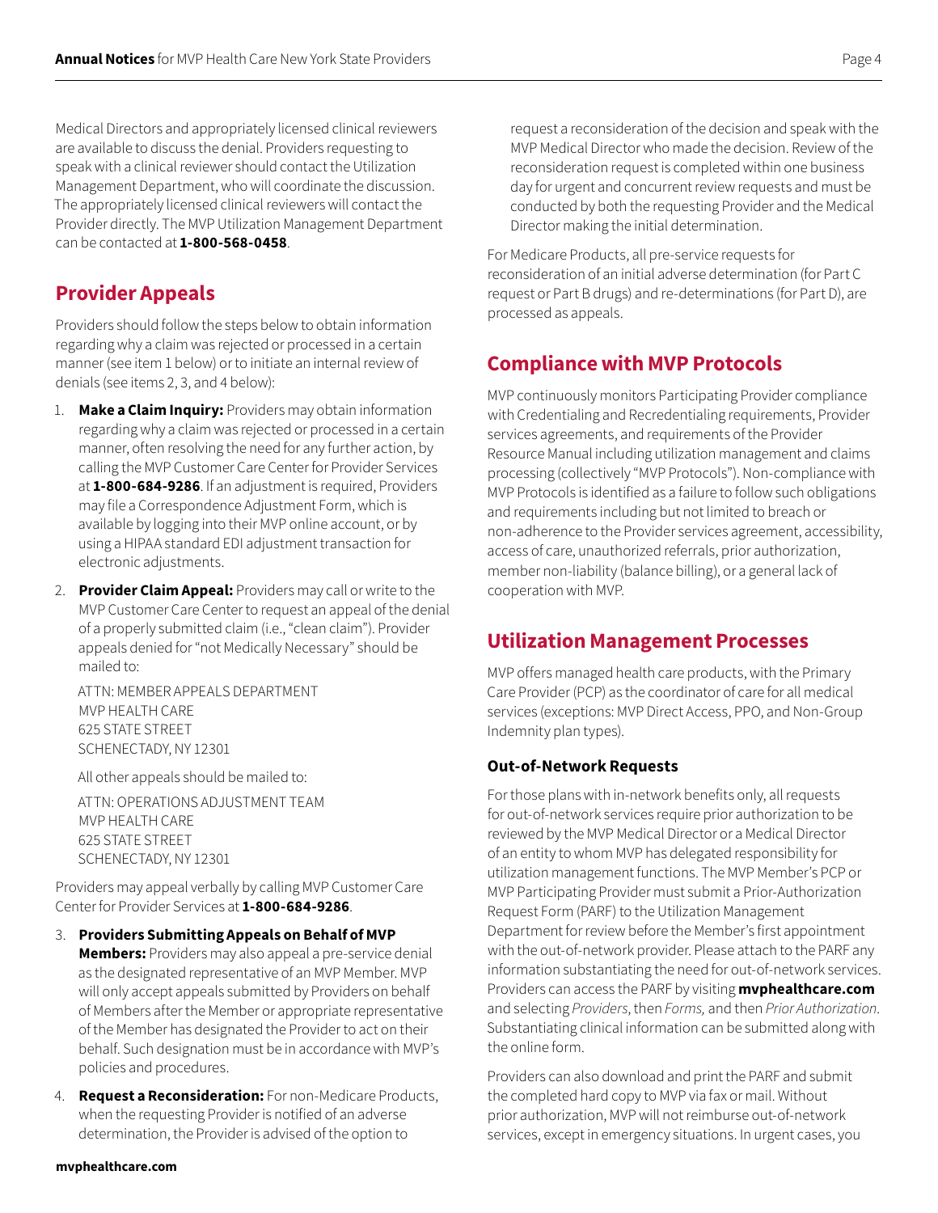Medical Directors and appropriately licensed clinical reviewers are available to discuss the denial. Providers requesting to speak with a clinical reviewer should contact the Utilization Management Department, who will coordinate the discussion. The appropriately licensed clinical reviewers will contact the Provider directly. The MVP Utilization Management Department can be contacted at **1-800-568-0458**.

## Provider Appeals

Providers should follow the steps below to obtain information regarding why a claim was rejected or processed in a certain manner (see item 1 below) or to initiate an internal review of denials (see items 2, 3, and 4 below):

1. **Make a Claim Inquiry:** Providers may obtain information regarding why a claim was rejected or processed in a certain manner, often resolving the need for any further action, by calling the MVP Customer Care Center for Provider Services at **1-800-684-9286**. If an adjustment is required, Providers may file a Correspondence Adjustment Form, which is available by logging into their MVP online account, or by using a HIPAA standard EDI adjustment transaction for electronic adjustments.
2. **Provider Claim Appeal:** Providers may call or write to the MVP Customer Care Center to request an appeal of the denial of a properly submitted claim (i.e., "clean claim"). Provider appeals denied for "not Medically Necessary" should be mailed to:

   ATTN: MEMBER APPEALS DEPARTMENT
   MVP HEALTH CARE
   625 STATE STREET
   SCHENECTADY, NY 12301

   All other appeals should be mailed to:

   ATTN: OPERATIONS ADJUSTMENT TEAM
   MVP HEALTH CARE
   625 STATE STREET
   SCHENECTADY, NY 12301

Providers may appeal verbally by calling MVP Customer Care Center for Provider Services at **1-800-684-9286**.

3. **Providers Submitting Appeals on Behalf of MVP Members:** Providers may also appeal a pre-service denial as the designated representative of an MVP Member. MVP will only accept appeals submitted by Providers on behalf of Members after the Member or appropriate representative of the Member has designated the Provider to act on their behalf. Such designation must be in accordance with MVP's policies and procedures.
4. **Request a Reconsideration:** For non-Medicare Products, when the requesting Provider is notified of an adverse determination, the Provider is advised of the option to request a reconsideration of the decision and speak with the MVP Medical Director who made the decision. Review of the reconsideration request is completed within one business day for urgent and concurrent review requests and must be conducted by both the requesting Provider and the Medical Director making the initial determination.

For Medicare Products, all pre-service requests for reconsideration of an initial adverse determination (for Part C request or Part B drugs) and re-determinations (for Part D), are processed as appeals.

## Compliance with MVP Protocols

MVP continuously monitors Participating Provider compliance with Credentialing and Recredentialing requirements, Provider services agreements, and requirements of the Provider Resource Manual including utilization management and claims processing (collectively "MVP Protocols"). Non-compliance with MVP Protocols is identified as a failure to follow such obligations and requirements including but not limited to breach or non-adherence to the Provider services agreement, accessibility, access of care, unauthorized referrals, prior authorization, member non-liability (balance billing), or a general lack of cooperation with MVP.

## Utilization Management Processes

MVP offers managed health care products, with the Primary Care Provider (PCP) as the coordinator of care for all medical services (exceptions: MVP Direct Access, PPO, and Non-Group Indemnity plan types).

### Out-of-Network Requests

For those plans with in-network benefits only, all requests for out-of-network services require prior authorization to be reviewed by the MVP Medical Director or a Medical Director of an entity to whom MVP has delegated responsibility for utilization management functions. The MVP Member's PCP or MVP Participating Provider must submit a Prior-Authorization Request Form (PARF) to the Utilization Management Department for review before the Member's first appointment with the out-of-network provider. Please attach to the PARF any information substantiating the need for out-of-network services. Providers can access the PARF by visiting **mvphealthcare.com** and selecting *Providers*, then *Forms,* and then *Prior Authorization*. Substantiating clinical information can be submitted along with the online form.

Providers can also download and print the PARF and submit the completed hard copy to MVP via fax or mail. Without prior authorization, MVP will not reimburse out-of-network services, except in emergency situations. In urgent cases, you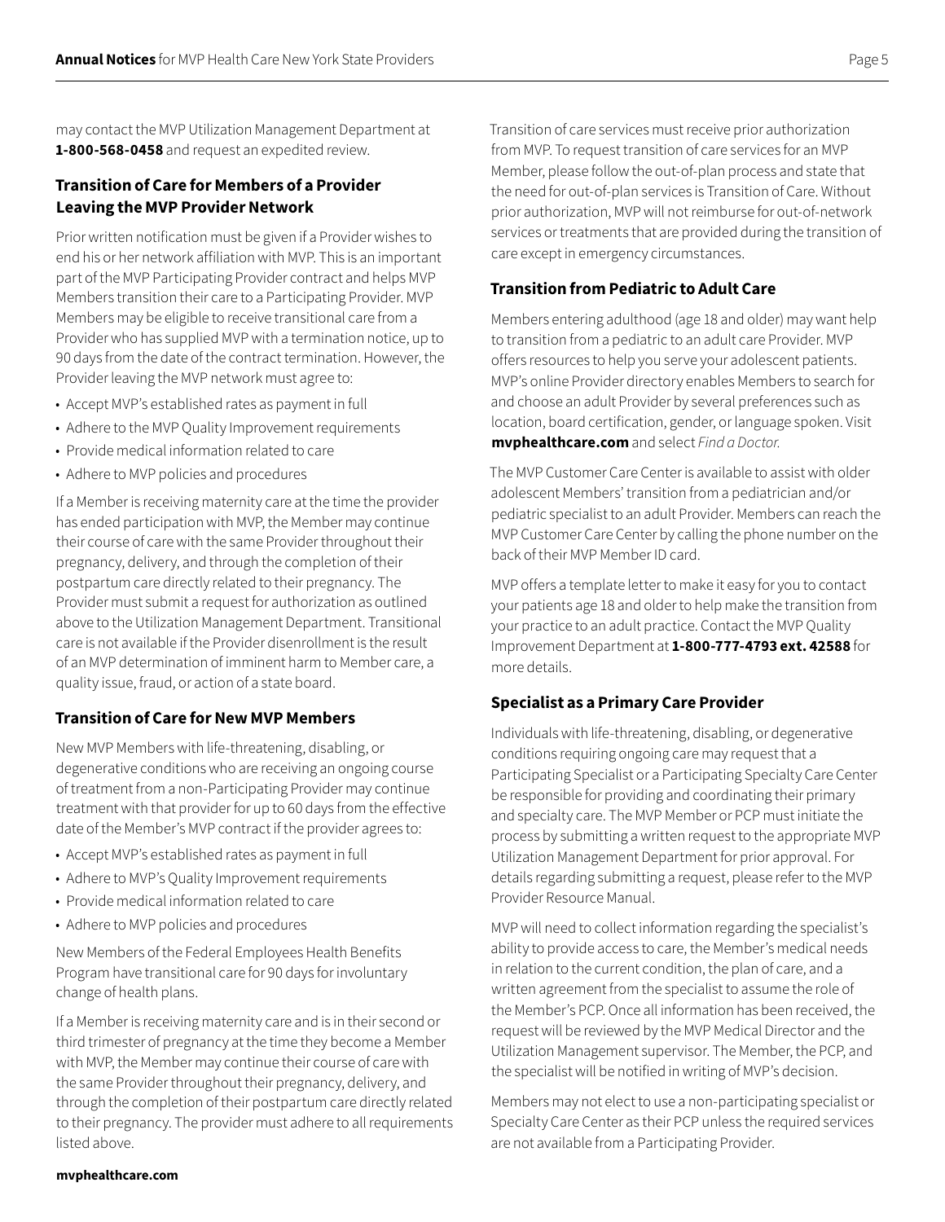may contact the MVP Utilization Management Department at **1-800-568-0458** and request an expedited review.

### Transition of Care for Members of a Provider Leaving the MVP Provider Network

Prior written notification must be given if a Provider wishes to end his or her network affiliation with MVP. This is an important part of the MVP Participating Provider contract and helps MVP Members transition their care to a Participating Provider. MVP Members may be eligible to receive transitional care from a Provider who has supplied MVP with a termination notice, up to 90 days from the date of the contract termination. However, the Provider leaving the MVP network must agree to:

- Accept MVP's established rates as payment in full
- Adhere to the MVP Quality Improvement requirements
- Provide medical information related to care
- Adhere to MVP policies and procedures

If a Member is receiving maternity care at the time the provider has ended participation with MVP, the Member may continue their course of care with the same Provider throughout their pregnancy, delivery, and through the completion of their postpartum care directly related to their pregnancy. The Provider must submit a request for authorization as outlined above to the Utilization Management Department. Transitional care is not available if the Provider disenrollment is the result of an MVP determination of imminent harm to Member care, a quality issue, fraud, or action of a state board.

### Transition of Care for New MVP Members

New MVP Members with life-threatening, disabling, or degenerative conditions who are receiving an ongoing course of treatment from a non-Participating Provider may continue treatment with that provider for up to 60 days from the effective date of the Member's MVP contract if the provider agrees to:

- Accept MVP's established rates as payment in full
- Adhere to MVP's Quality Improvement requirements
- Provide medical information related to care
- Adhere to MVP policies and procedures

New Members of the Federal Employees Health Benefits Program have transitional care for 90 days for involuntary change of health plans.

If a Member is receiving maternity care and is in their second or third trimester of pregnancy at the time they become a Member with MVP, the Member may continue their course of care with the same Provider throughout their pregnancy, delivery, and through the completion of their postpartum care directly related to their pregnancy. The provider must adhere to all requirements listed above.

Transition of care services must receive prior authorization from MVP. To request transition of care services for an MVP Member, please follow the out-of-plan process and state that the need for out-of-plan services is Transition of Care. Without prior authorization, MVP will not reimburse for out-of-network services or treatments that are provided during the transition of care except in emergency circumstances.

### Transition from Pediatric to Adult Care

Members entering adulthood (age 18 and older) may want help to transition from a pediatric to an adult care Provider. MVP offers resources to help you serve your adolescent patients. MVP's online Provider directory enables Members to search for and choose an adult Provider by several preferences such as location, board certification, gender, or language spoken. Visit **mvphealthcare.com** and select *Find a Doctor.*

The MVP Customer Care Center is available to assist with older adolescent Members' transition from a pediatrician and/or pediatric specialist to an adult Provider. Members can reach the MVP Customer Care Center by calling the phone number on the back of their MVP Member ID card.

MVP offers a template letter to make it easy for you to contact your patients age 18 and older to help make the transition from your practice to an adult practice. Contact the MVP Quality Improvement Department at **1-800-777-4793 ext. 42588** for more details.

### Specialist as a Primary Care Provider

Individuals with life-threatening, disabling, or degenerative conditions requiring ongoing care may request that a Participating Specialist or a Participating Specialty Care Center be responsible for providing and coordinating their primary and specialty care. The MVP Member or PCP must initiate the process by submitting a written request to the appropriate MVP Utilization Management Department for prior approval. For details regarding submitting a request, please refer to the MVP Provider Resource Manual.

MVP will need to collect information regarding the specialist's ability to provide access to care, the Member's medical needs in relation to the current condition, the plan of care, and a written agreement from the specialist to assume the role of the Member's PCP. Once all information has been received, the request will be reviewed by the MVP Medical Director and the Utilization Management supervisor. The Member, the PCP, and the specialist will be notified in writing of MVP's decision.

Members may not elect to use a non-participating specialist or Specialty Care Center as their PCP unless the required services are not available from a Participating Provider.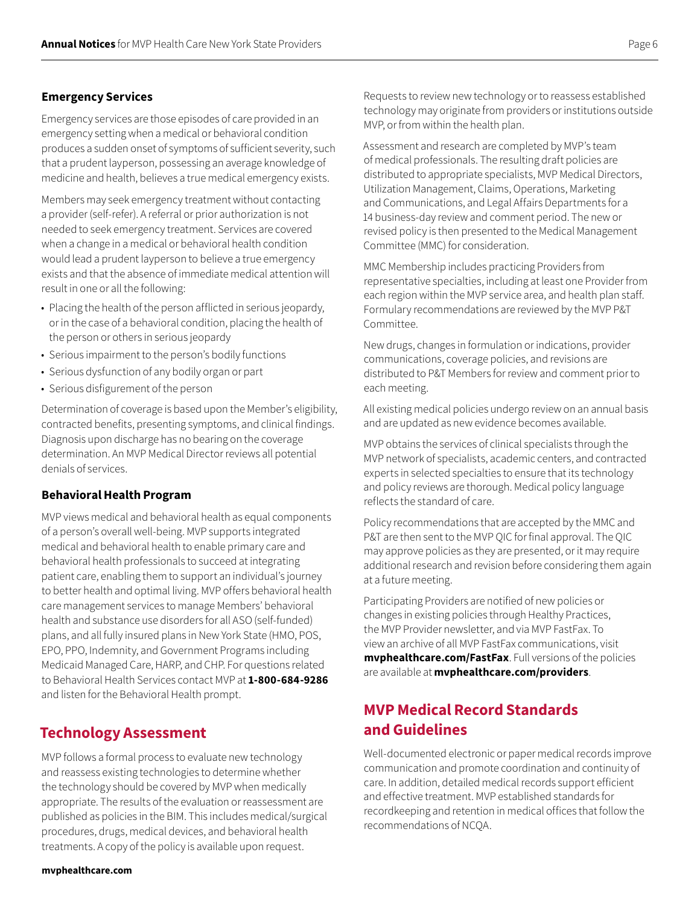### Emergency Services

Emergency services are those episodes of care provided in an emergency setting when a medical or behavioral condition produces a sudden onset of symptoms of sufficient severity, such that a prudent layperson, possessing an average knowledge of medicine and health, believes a true medical emergency exists.

Members may seek emergency treatment without contacting a provider (self-refer). A referral or prior authorization is not needed to seek emergency treatment. Services are covered when a change in a medical or behavioral health condition would lead a prudent layperson to believe a true emergency exists and that the absence of immediate medical attention will result in one or all the following:

- Placing the health of the person afflicted in serious jeopardy, or in the case of a behavioral condition, placing the health of the person or others in serious jeopardy
- Serious impairment to the person's bodily functions
- Serious dysfunction of any bodily organ or part
- Serious disfigurement of the person

Determination of coverage is based upon the Member's eligibility, contracted benefits, presenting symptoms, and clinical findings. Diagnosis upon discharge has no bearing on the coverage determination. An MVP Medical Director reviews all potential denials of services.

### Behavioral Health Program

MVP views medical and behavioral health as equal components of a person's overall well-being. MVP supports integrated medical and behavioral health to enable primary care and behavioral health professionals to succeed at integrating patient care, enabling them to support an individual's journey to better health and optimal living. MVP offers behavioral health care management services to manage Members' behavioral health and substance use disorders for all ASO (self-funded) plans, and all fully insured plans in New York State (HMO, POS, EPO, PPO, Indemnity, and Government Programs including Medicaid Managed Care, HARP, and CHP. For questions related to Behavioral Health Services contact MVP at **1-800-684-9286** and listen for the Behavioral Health prompt.

## Technology Assessment

MVP follows a formal process to evaluate new technology and reassess existing technologies to determine whether the technology should be covered by MVP when medically appropriate. The results of the evaluation or reassessment are published as policies in the BIM. This includes medical/surgical procedures, drugs, medical devices, and behavioral health treatments. A copy of the policy is available upon request.

Requests to review new technology or to reassess established technology may originate from providers or institutions outside MVP, or from within the health plan.

Assessment and research are completed by MVP's team of medical professionals. The resulting draft policies are distributed to appropriate specialists, MVP Medical Directors, Utilization Management, Claims, Operations, Marketing and Communications, and Legal Affairs Departments for a 14 business-day review and comment period. The new or revised policy is then presented to the Medical Management Committee (MMC) for consideration.

MMC Membership includes practicing Providers from representative specialties, including at least one Provider from each region within the MVP service area, and health plan staff. Formulary recommendations are reviewed by the MVP P&T Committee.

New drugs, changes in formulation or indications, provider communications, coverage policies, and revisions are distributed to P&T Members for review and comment prior to each meeting.

All existing medical policies undergo review on an annual basis and are updated as new evidence becomes available.

MVP obtains the services of clinical specialists through the MVP network of specialists, academic centers, and contracted experts in selected specialties to ensure that its technology and policy reviews are thorough. Medical policy language reflects the standard of care.

Policy recommendations that are accepted by the MMC and P&T are then sent to the MVP QIC for final approval. The QIC may approve policies as they are presented, or it may require additional research and revision before considering them again at a future meeting.

Participating Providers are notified of new policies or changes in existing policies through Healthy Practices, the MVP Provider newsletter, and via MVP FastFax. To view an archive of all MVP FastFax communications, visit **mvphealthcare.com/FastFax**. Full versions of the policies are available at **mvphealthcare.com/providers**.

## MVP Medical Record Standards and Guidelines

Well-documented electronic or paper medical records improve communication and promote coordination and continuity of care. In addition, detailed medical records support efficient and effective treatment. MVP established standards for recordkeeping and retention in medical offices that follow the recommendations of NCQA.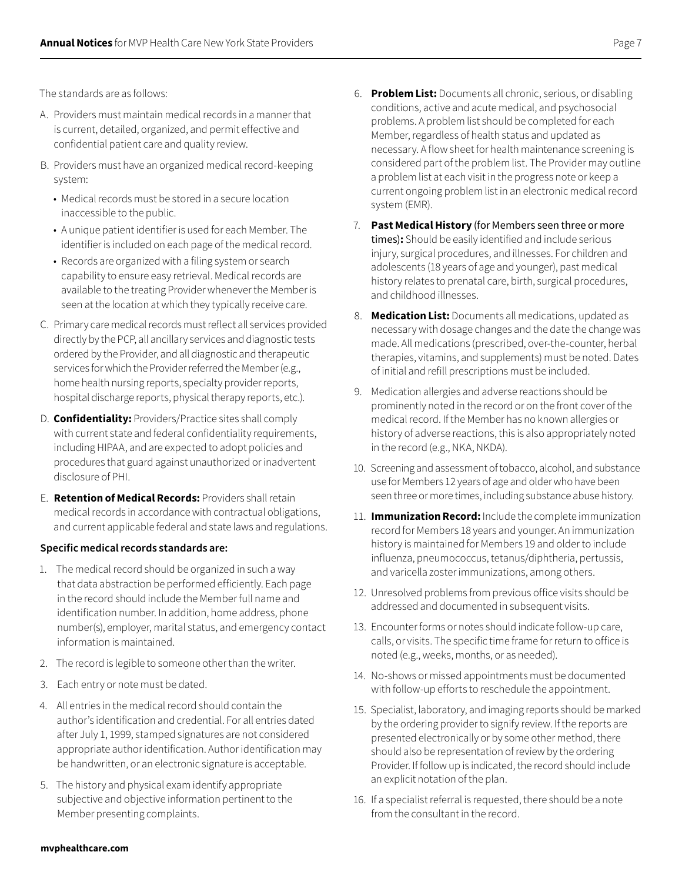The standards are as follows:

A. Providers must maintain medical records in a manner that is current, detailed, organized, and permit effective and confidential patient care and quality review.

B. Providers must have an organized medical record-keeping system:
   - Medical records must be stored in a secure location inaccessible to the public.
   - A unique patient identifier is used for each Member. The identifier is included on each page of the medical record.
   - Records are organized with a filing system or search capability to ensure easy retrieval. Medical records are available to the treating Provider whenever the Member is seen at the location at which they typically receive care.

C. Primary care medical records must reflect all services provided directly by the PCP, all ancillary services and diagnostic tests ordered by the Provider, and all diagnostic and therapeutic services for which the Provider referred the Member (e.g., home health nursing reports, specialty provider reports, hospital discharge reports, physical therapy reports, etc.).

D. **Confidentiality:** Providers/Practice sites shall comply with current state and federal confidentiality requirements, including HIPAA, and are expected to adopt policies and procedures that guard against unauthorized or inadvertent disclosure of PHI.

E. **Retention of Medical Records:** Providers shall retain medical records in accordance with contractual obligations, and current applicable federal and state laws and regulations.

**Specific medical records standards are:**

1. The medical record should be organized in such a way that data abstraction be performed efficiently. Each page in the record should include the Member full name and identification number. In addition, home address, phone number(s), employer, marital status, and emergency contact information is maintained.
2. The record is legible to someone other than the writer.
3. Each entry or note must be dated.
4. All entries in the medical record should contain the author's identification and credential. For all entries dated after July 1, 1999, stamped signatures are not considered appropriate author identification. Author identification may be handwritten, or an electronic signature is acceptable.
5. The history and physical exam identify appropriate subjective and objective information pertinent to the Member presenting complaints.
6. **Problem List:** Documents all chronic, serious, or disabling conditions, active and acute medical, and psychosocial problems. A problem list should be completed for each Member, regardless of health status and updated as necessary. A flow sheet for health maintenance screening is considered part of the problem list. The Provider may outline a problem list at each visit in the progress note or keep a current ongoing problem list in an electronic medical record system (EMR).
7. **Past Medical History** (for Members seen three or more times)**:** Should be easily identified and include serious injury, surgical procedures, and illnesses. For children and adolescents (18 years of age and younger), past medical history relates to prenatal care, birth, surgical procedures, and childhood illnesses.
8. **Medication List:** Documents all medications, updated as necessary with dosage changes and the date the change was made. All medications (prescribed, over-the-counter, herbal therapies, vitamins, and supplements) must be noted. Dates of initial and refill prescriptions must be included.
9. Medication allergies and adverse reactions should be prominently noted in the record or on the front cover of the medical record. If the Member has no known allergies or history of adverse reactions, this is also appropriately noted in the record (e.g., NKA, NKDA).
10. Screening and assessment of tobacco, alcohol, and substance use for Members 12 years of age and older who have been seen three or more times, including substance abuse history.
11. **Immunization Record:** Include the complete immunization record for Members 18 years and younger. An immunization history is maintained for Members 19 and older to include influenza, pneumococcus, tetanus/diphtheria, pertussis, and varicella zoster immunizations, among others.
12. Unresolved problems from previous office visits should be addressed and documented in subsequent visits.
13. Encounter forms or notes should indicate follow-up care, calls, or visits. The specific time frame for return to office is noted (e.g., weeks, months, or as needed).
14. No-shows or missed appointments must be documented with follow-up efforts to reschedule the appointment.
15. Specialist, laboratory, and imaging reports should be marked by the ordering provider to signify review. If the reports are presented electronically or by some other method, there should also be representation of review by the ordering Provider. If follow up is indicated, the record should include an explicit notation of the plan.
16. If a specialist referral is requested, there should be a note from the consultant in the record.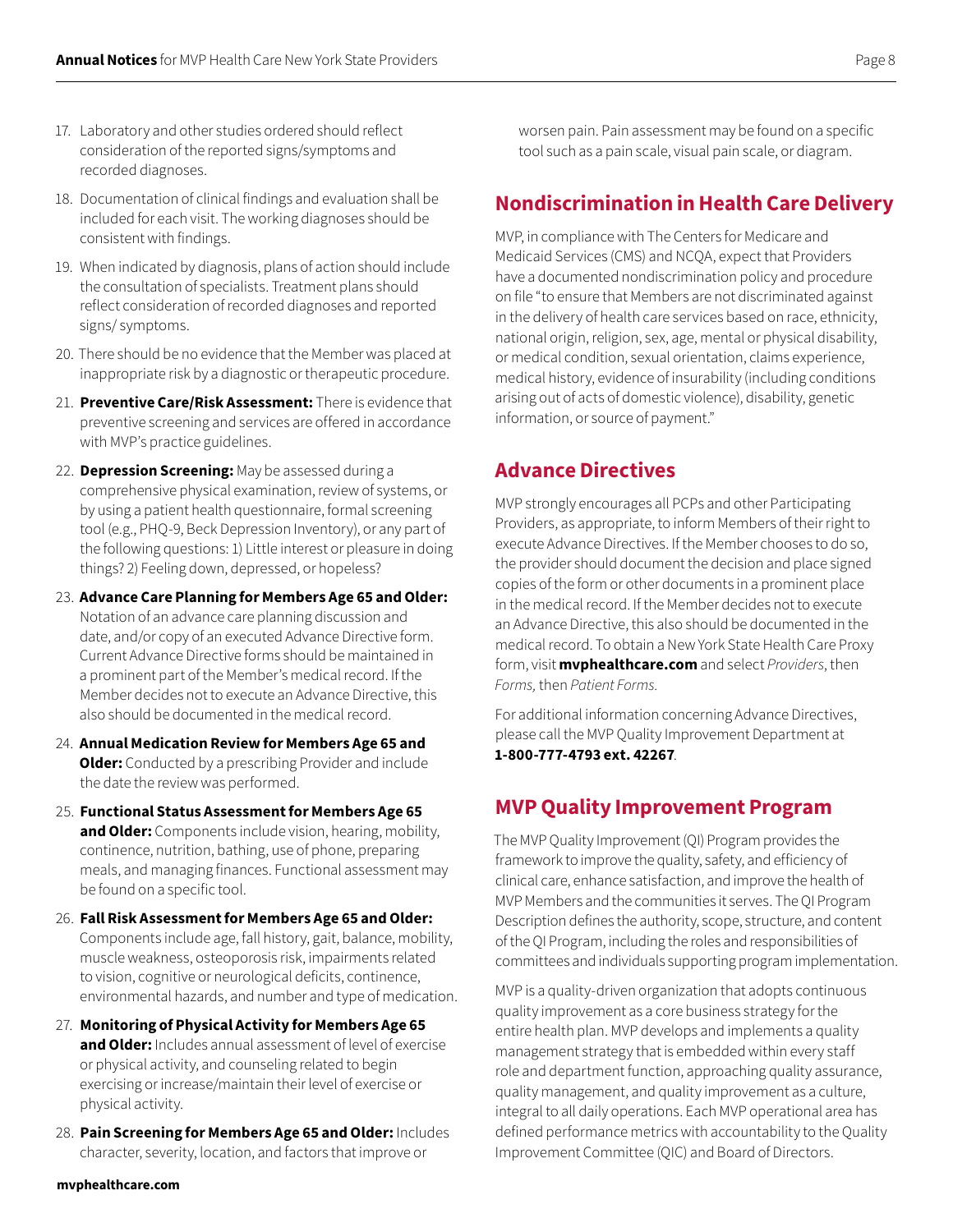17. Laboratory and other studies ordered should reflect consideration of the reported signs/symptoms and recorded diagnoses.
18. Documentation of clinical findings and evaluation shall be included for each visit. The working diagnoses should be consistent with findings.
19. When indicated by diagnosis, plans of action should include the consultation of specialists. Treatment plans should reflect consideration of recorded diagnoses and reported signs/ symptoms.
20. There should be no evidence that the Member was placed at inappropriate risk by a diagnostic or therapeutic procedure.
21. **Preventive Care/Risk Assessment:** There is evidence that preventive screening and services are offered in accordance with MVP's practice guidelines.
22. **Depression Screening:** May be assessed during a comprehensive physical examination, review of systems, or by using a patient health questionnaire, formal screening tool (e.g., PHQ-9, Beck Depression Inventory), or any part of the following questions: 1) Little interest or pleasure in doing things? 2) Feeling down, depressed, or hopeless?
23. **Advance Care Planning for Members Age 65 and Older:** Notation of an advance care planning discussion and date, and/or copy of an executed Advance Directive form. Current Advance Directive forms should be maintained in a prominent part of the Member's medical record. If the Member decides not to execute an Advance Directive, this also should be documented in the medical record.
24. **Annual Medication Review for Members Age 65 and Older:** Conducted by a prescribing Provider and include the date the review was performed.
25. **Functional Status Assessment for Members Age 65 and Older:** Components include vision, hearing, mobility, continence, nutrition, bathing, use of phone, preparing meals, and managing finances. Functional assessment may be found on a specific tool.
26. **Fall Risk Assessment for Members Age 65 and Older:** Components include age, fall history, gait, balance, mobility, muscle weakness, osteoporosis risk, impairments related to vision, cognitive or neurological deficits, continence, environmental hazards, and number and type of medication.
27. **Monitoring of Physical Activity for Members Age 65 and Older:** Includes annual assessment of level of exercise or physical activity, and counseling related to begin exercising or increase/maintain their level of exercise or physical activity.
28. **Pain Screening for Members Age 65 and Older:** Includes character, severity, location, and factors that improve or worsen pain. Pain assessment may be found on a specific tool such as a pain scale, visual pain scale, or diagram.

## Nondiscrimination in Health Care Delivery

MVP, in compliance with The Centers for Medicare and Medicaid Services (CMS) and NCQA, expect that Providers have a documented nondiscrimination policy and procedure on file "to ensure that Members are not discriminated against in the delivery of health care services based on race, ethnicity, national origin, religion, sex, age, mental or physical disability, or medical condition, sexual orientation, claims experience, medical history, evidence of insurability (including conditions arising out of acts of domestic violence), disability, genetic information, or source of payment."

## Advance Directives

MVP strongly encourages all PCPs and other Participating Providers, as appropriate, to inform Members of their right to execute Advance Directives. If the Member chooses to do so, the provider should document the decision and place signed copies of the form or other documents in a prominent place in the medical record. If the Member decides not to execute an Advance Directive, this also should be documented in the medical record. To obtain a New York State Health Care Proxy form, visit **mvphealthcare.com** and select *Providers*, then *Forms,* then *Patient Forms.*

For additional information concerning Advance Directives, please call the MVP Quality Improvement Department at **1-800-777-4793 ext. 42267**.

## MVP Quality Improvement Program

The MVP Quality Improvement (QI) Program provides the framework to improve the quality, safety, and efficiency of clinical care, enhance satisfaction, and improve the health of MVP Members and the communities it serves. The QI Program Description defines the authority, scope, structure, and content of the QI Program, including the roles and responsibilities of committees and individuals supporting program implementation.

MVP is a quality-driven organization that adopts continuous quality improvement as a core business strategy for the entire health plan. MVP develops and implements a quality management strategy that is embedded within every staff role and department function, approaching quality assurance, quality management, and quality improvement as a culture, integral to all daily operations. Each MVP operational area has defined performance metrics with accountability to the Quality Improvement Committee (QIC) and Board of Directors.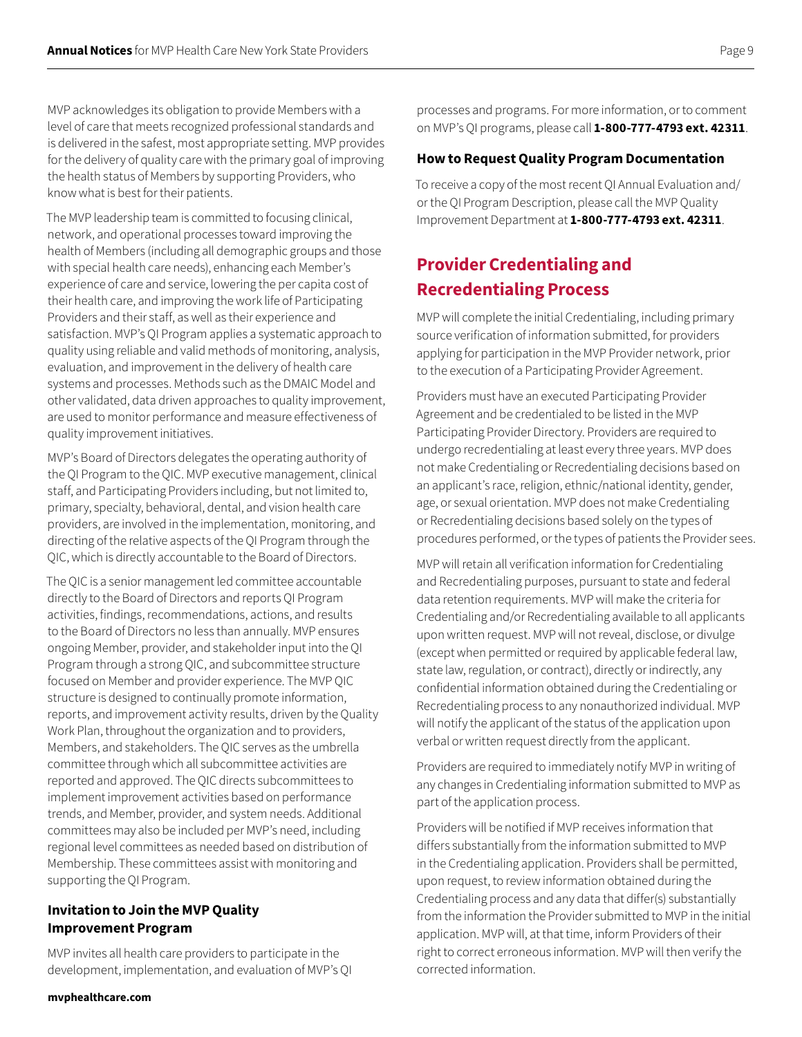MVP acknowledges its obligation to provide Members with a level of care that meets recognized professional standards and is delivered in the safest, most appropriate setting. MVP provides for the delivery of quality care with the primary goal of improving the health status of Members by supporting Providers, who know what is best for their patients.

The MVP leadership team is committed to focusing clinical, network, and operational processes toward improving the health of Members (including all demographic groups and those with special health care needs), enhancing each Member's experience of care and service, lowering the per capita cost of their health care, and improving the work life of Participating Providers and their staff, as well as their experience and satisfaction. MVP's QI Program applies a systematic approach to quality using reliable and valid methods of monitoring, analysis, evaluation, and improvement in the delivery of health care systems and processes. Methods such as the DMAIC Model and other validated, data driven approaches to quality improvement, are used to monitor performance and measure effectiveness of quality improvement initiatives.

MVP's Board of Directors delegates the operating authority of the QI Program to the QIC. MVP executive management, clinical staff, and Participating Providers including, but not limited to, primary, specialty, behavioral, dental, and vision health care providers, are involved in the implementation, monitoring, and directing of the relative aspects of the QI Program through the QIC, which is directly accountable to the Board of Directors.

The QIC is a senior management led committee accountable directly to the Board of Directors and reports QI Program activities, findings, recommendations, actions, and results to the Board of Directors no less than annually. MVP ensures ongoing Member, provider, and stakeholder input into the QI Program through a strong QIC, and subcommittee structure focused on Member and provider experience. The MVP QIC structure is designed to continually promote information, reports, and improvement activity results, driven by the Quality Work Plan, throughout the organization and to providers, Members, and stakeholders. The QIC serves as the umbrella committee through which all subcommittee activities are reported and approved. The QIC directs subcommittees to implement improvement activities based on performance trends, and Member, provider, and system needs. Additional committees may also be included per MVP's need, including regional level committees as needed based on distribution of Membership. These committees assist with monitoring and supporting the QI Program.

### Invitation to Join the MVP Quality Improvement Program

MVP invites all health care providers to participate in the development, implementation, and evaluation of MVP's QI processes and programs. For more information, or to comment on MVP's QI programs, please call **1-800-777-4793 ext. 42311**.

### How to Request Quality Program Documentation

To receive a copy of the most recent QI Annual Evaluation and/or the QI Program Description, please call the MVP Quality Improvement Department at **1-800-777-4793 ext. 42311**.

## Provider Credentialing and Recredentialing Process

MVP will complete the initial Credentialing, including primary source verification of information submitted, for providers applying for participation in the MVP Provider network, prior to the execution of a Participating Provider Agreement.

Providers must have an executed Participating Provider Agreement and be credentialed to be listed in the MVP Participating Provider Directory. Providers are required to undergo recredentialing at least every three years. MVP does not make Credentialing or Recredentialing decisions based on an applicant's race, religion, ethnic/national identity, gender, age, or sexual orientation. MVP does not make Credentialing or Recredentialing decisions based solely on the types of procedures performed, or the types of patients the Provider sees.

MVP will retain all verification information for Credentialing and Recredentialing purposes, pursuant to state and federal data retention requirements. MVP will make the criteria for Credentialing and/or Recredentialing available to all applicants upon written request. MVP will not reveal, disclose, or divulge (except when permitted or required by applicable federal law, state law, regulation, or contract), directly or indirectly, any confidential information obtained during the Credentialing or Recredentialing process to any nonauthorized individual. MVP will notify the applicant of the status of the application upon verbal or written request directly from the applicant.

Providers are required to immediately notify MVP in writing of any changes in Credentialing information submitted to MVP as part of the application process.

Providers will be notified if MVP receives information that differs substantially from the information submitted to MVP in the Credentialing application. Providers shall be permitted, upon request, to review information obtained during the Credentialing process and any data that differ(s) substantially from the information the Provider submitted to MVP in the initial application. MVP will, at that time, inform Providers of their right to correct erroneous information. MVP will then verify the corrected information.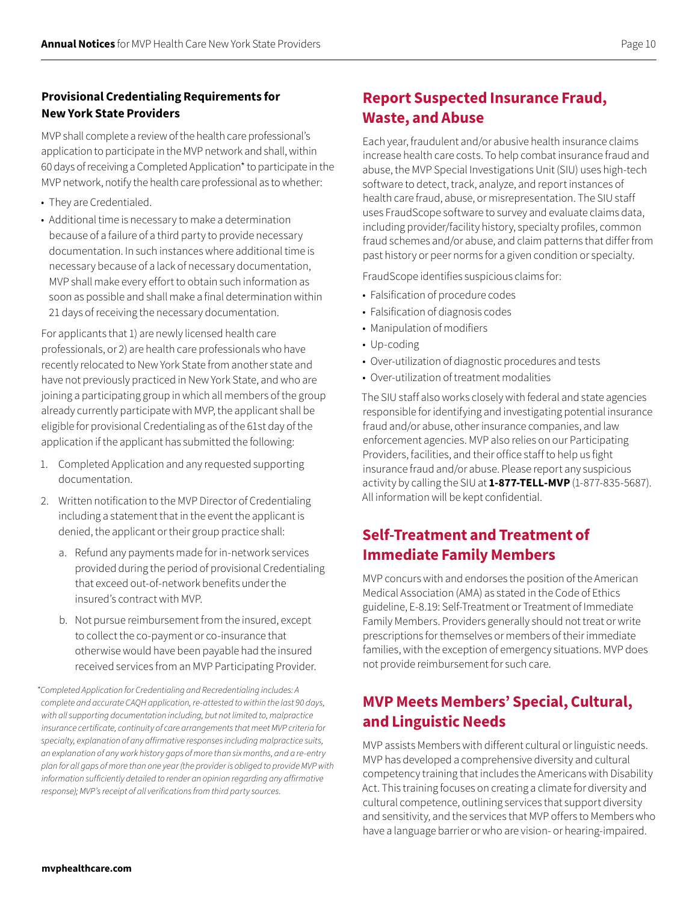### Provisional Credentialing Requirements for New York State Providers

MVP shall complete a review of the health care professional's application to participate in the MVP network and shall, within 60 days of receiving a Completed Application* to participate in the MVP network, notify the health care professional as to whether:

- They are Credentialed.
- Additional time is necessary to make a determination because of a failure of a third party to provide necessary documentation. In such instances where additional time is necessary because of a lack of necessary documentation, MVP shall make every effort to obtain such information as soon as possible and shall make a final determination within 21 days of receiving the necessary documentation.

For applicants that 1) are newly licensed health care professionals, or 2) are health care professionals who have recently relocated to New York State from another state and have not previously practiced in New York State, and who are joining a participating group in which all members of the group already currently participate with MVP, the applicant shall be eligible for provisional Credentialing as of the 61st day of the application if the applicant has submitted the following:

1. Completed Application and any requested supporting documentation.
2. Written notification to the MVP Director of Credentialing including a statement that in the event the applicant is denied, the applicant or their group practice shall:
   a. Refund any payments made for in-network services provided during the period of provisional Credentialing that exceed out-of-network benefits under the insured's contract with MVP.
   b. Not pursue reimbursement from the insured, except to collect the co-payment or co-insurance that otherwise would have been payable had the insured received services from an MVP Participating Provider.

*\*Completed Application for Credentialing and Recredentialing includes: A complete and accurate CAQH application, re-attested to within the last 90 days, with all supporting documentation including, but not limited to, malpractice insurance certificate, continuity of care arrangements that meet MVP criteria for specialty, explanation of any affirmative responses including malpractice suits, an explanation of any work history gaps of more than six months, and a re-entry plan for all gaps of more than one year (the provider is obliged to provide MVP with information sufficiently detailed to render an opinion regarding any affirmative response); MVP's receipt of all verifications from third party sources.*

## Report Suspected Insurance Fraud, Waste, and Abuse

Each year, fraudulent and/or abusive health insurance claims increase health care costs. To help combat insurance fraud and abuse, the MVP Special Investigations Unit (SIU) uses high-tech software to detect, track, analyze, and report instances of health care fraud, abuse, or misrepresentation. The SIU staff uses FraudScope software to survey and evaluate claims data, including provider/facility history, specialty profiles, common fraud schemes and/or abuse, and claim patterns that differ from past history or peer norms for a given condition or specialty.

FraudScope identifies suspicious claims for:

- Falsification of procedure codes
- Falsification of diagnosis codes
- Manipulation of modifiers
- Up-coding
- Over-utilization of diagnostic procedures and tests
- Over-utilization of treatment modalities

The SIU staff also works closely with federal and state agencies responsible for identifying and investigating potential insurance fraud and/or abuse, other insurance companies, and law enforcement agencies. MVP also relies on our Participating Providers, facilities, and their office staff to help us fight insurance fraud and/or abuse. Please report any suspicious activity by calling the SIU at **1-877-TELL-MVP** (1-877-835-5687). All information will be kept confidential.

## Self-Treatment and Treatment of Immediate Family Members

MVP concurs with and endorses the position of the American Medical Association (AMA) as stated in the Code of Ethics guideline, E-8.19: Self-Treatment or Treatment of Immediate Family Members. Providers generally should not treat or write prescriptions for themselves or members of their immediate families, with the exception of emergency situations. MVP does not provide reimbursement for such care.

## MVP Meets Members' Special, Cultural, and Linguistic Needs

MVP assists Members with different cultural or linguistic needs. MVP has developed a comprehensive diversity and cultural competency training that includes the Americans with Disability Act. This training focuses on creating a climate for diversity and cultural competence, outlining services that support diversity and sensitivity, and the services that MVP offers to Members who have a language barrier or who are vision- or hearing-impaired.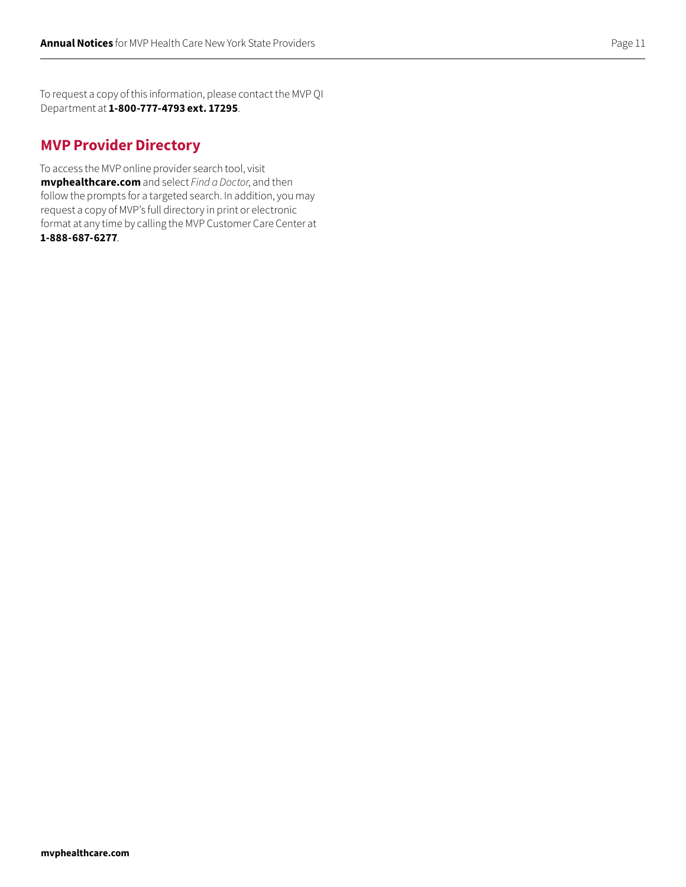To request a copy of this information, please contact the MVP QI Department at **1-800-777-4793 ext. 17295**.

## MVP Provider Directory

To access the MVP online provider search tool, visit **mvphealthcare.com** and select *Find a Doctor*, and then follow the prompts for a targeted search. In addition, you may request a copy of MVP's full directory in print or electronic format at any time by calling the MVP Customer Care Center at **1-888-687-6277**.